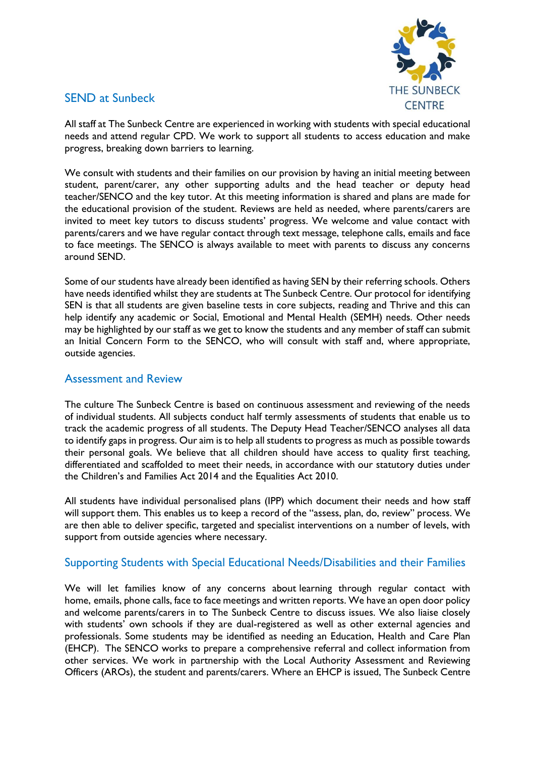## SEND at Sunbeck

All staff at The Sunbeck Centre are experienced in working with students with special educational needs and attend regular CPD. We work to support all students to access education and make progress, breaking down barriers to learning.

We consult with students and their families on our provision by having an initial meeting between student, parent/carer, any other supporting adults and the head teacher or deputy head teacher/SENCO and the key tutor. At this meeting information is shared and plans are made for the educational provision of the student. Reviews are held as needed, where parents/carers are invited to meet key tutors to discuss students' progress. We welcome and value contact with parents/carers and we have regular contact through text message, telephone calls, emails and face to face meetings. The SENCO is always available to meet with parents to discuss any concerns around SEND.

Some of our students have already been identified as having SEN by their referring schools. Others have needs identified whilst they are students at The Sunbeck Centre. Our protocol for identifying SEN is that all students are given baseline tests in core subjects, reading and Thrive and this can help identify any academic or Social, Emotional and Mental Health (SEMH) needs. Other needs may be highlighted by our staff as we get to know the students and any member of staff can submit an Initial Concern Form to the SENCO, who will consult with staff and, where appropriate, outside agencies.

## Assessment and Review

The culture The Sunbeck Centre is based on continuous assessment and reviewing of the needs of individual students. All subjects conduct half termly assessments of students that enable us to track the academic progress of all students. The Deputy Head Teacher/SENCO analyses all data to identify gaps in progress. Our aim is to help all students to progress as much as possible towards their personal goals. We believe that all children should have access to quality first teaching, differentiated and scaffolded to meet their needs, in accordance with our statutory duties under the Children's and Families Act 2014 and the Equalities Act 2010.

All students have individual personalised plans (IPP) which document their needs and how staff will support them. This enables us to keep a record of the "assess, plan, do, review" process. We are then able to deliver specific, targeted and specialist interventions on a number of levels, with support from outside agencies where necessary.

## Supporting Students with Special Educational Needs/Disabilities and their Families

We will let families know of any concerns about learning through regular contact with home, emails, phone calls, face to face meetings and written reports. We have an open door policy and welcome parents/carers in to The Sunbeck Centre to discuss issues. We also liaise closely with students' own schools if they are dual-registered as well as other external agencies and professionals. Some students may be identified as needing an Education, Health and Care Plan (EHCP). The SENCO works to prepare a comprehensive referral and collect information from other services. We work in partnership with the Local Authority Assessment and Reviewing Officers (AROs), the student and parents/carers. Where an EHCP is issued, The Sunbeck Centre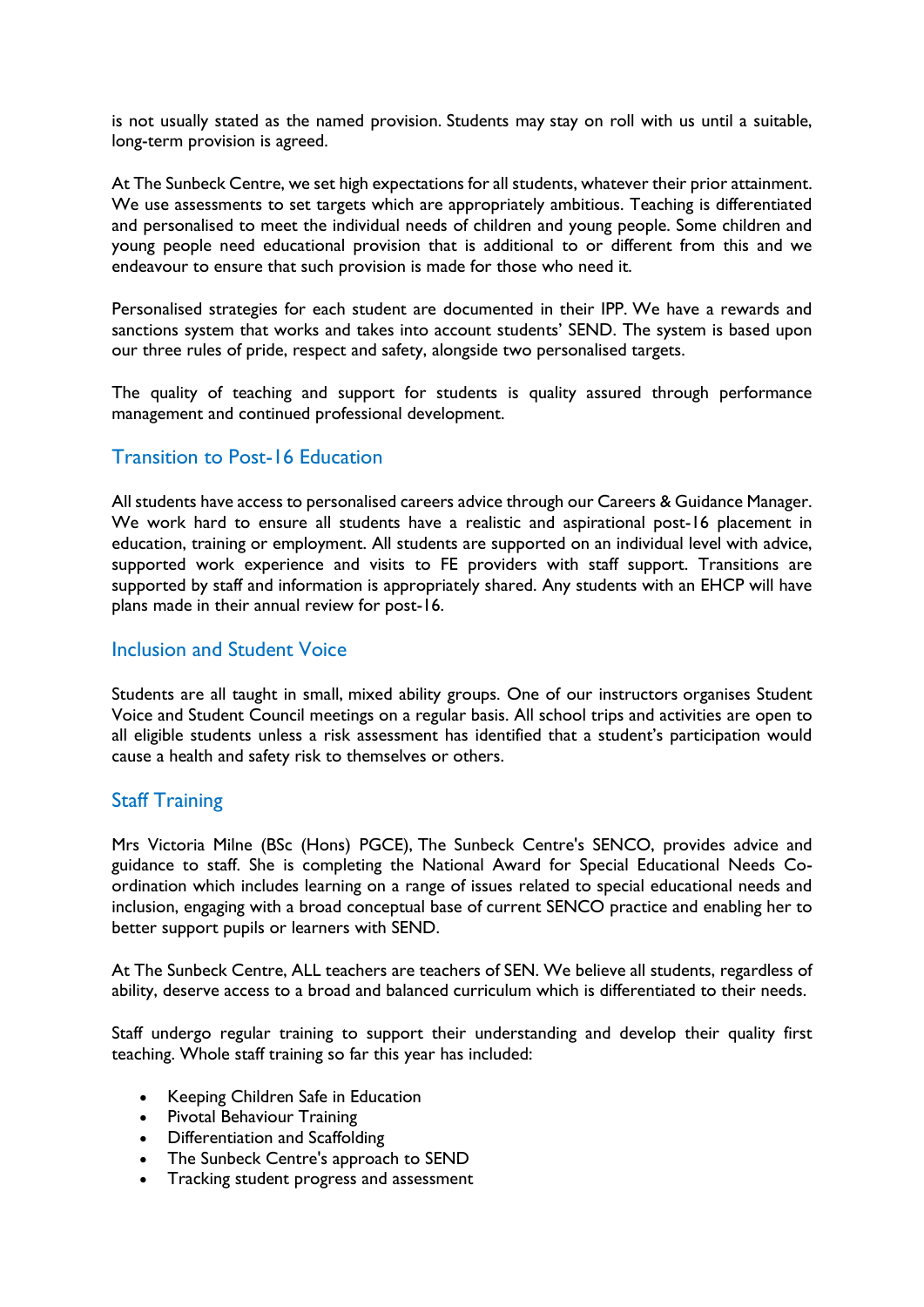is not usually stated as the named provision. Students may stay on roll with us until a suitable, long-term provision is agreed.

At The Sunbeck Centre, we set high expectations for all students, whatever their prior attainment. We use assessments to set targets which are appropriately ambitious. Teaching is differentiated and personalised to meet the individual needs of children and young people. Some children and young people need educational provision that is additional to or different from this and we endeavour to ensure that such provision is made for those who need it.

Personalised strategies for each student are documented in their IPP. We have a rewards and sanctions system that works and takes into account students' SEND. The system is based upon our three rules of pride, respect and safety, alongside two personalised targets.

The quality of teaching and support for students is quality assured through performance management and continued professional development.

## Transition to Post-16 Education

All students have access to personalised careers advice through our Careers & Guidance Manager. We work hard to ensure all students have a realistic and aspirational post-16 placement in education, training or employment. All students are supported on an individual level with advice, supported work experience and visits to FE providers with staff support. Transitions are supported by staff and information is appropriately shared. Any students with an EHCP will have plans made in their annual review for post-16.

## Inclusion and Student Voice

Students are all taught in small, mixed ability groups. One of our instructors organises Student Voice and Student Council meetings on a regular basis. All school trips and activities are open to all eligible students unless a risk assessment has identified that a student's participation would cause a health and safety risk to themselves or others.

## Staff Training

Mrs Victoria Milne (BSc (Hons) PGCE), The Sunbeck Centre's SENCO, provides advice and guidance to staff. She is completing the National Award for Special Educational Needs Co-ordination which includes learning on a range of issues related to special educational needs and inclusion, engaging with a broad conceptual base of current SENCO practice and enabling her to better support pupils or learners with SEND.

At The Sunbeck Centre, ALL teachers are teachers of SEN. We believe all students, regardless of ability, deserve access to a broad and balanced curriculum which is differentiated to their needs.

Staff undergo regular training to support their understanding and develop their quality first teaching. Whole staff training so far this year has included:

- Keeping Children Safe in Education
- Pivotal Behaviour Training
- Differentiation and Scaffolding
- The Sunbeck Centre's approach to SEND
- Tracking student progress and assessment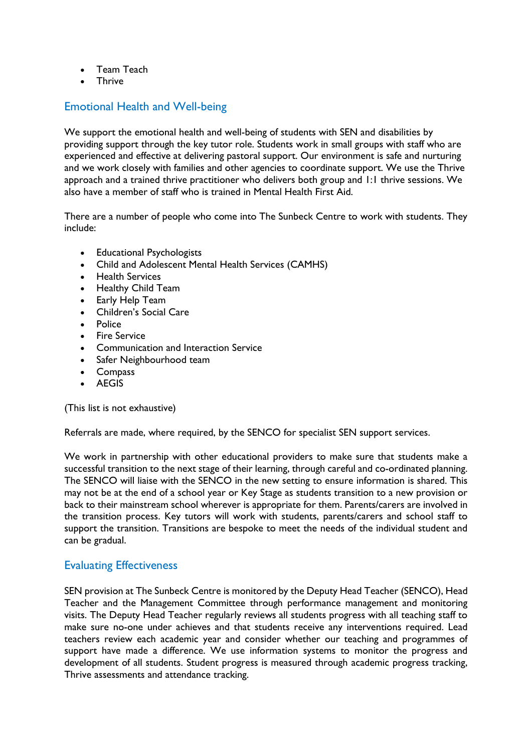- Team Teach
- Thrive

## Emotional Health and Well-being

We support the emotional health and well-being of students with SEN and disabilities by providing support through the key tutor role. Students work in small groups with staff who are experienced and effective at delivering pastoral support. Our environment is safe and nurturing and we work closely with families and other agencies to coordinate support. We use the Thrive approach and a trained thrive practitioner who delivers both group and 1:1 thrive sessions. We also have a member of staff who is trained in Mental Health First Aid.

There are a number of people who come into The Sunbeck Centre to work with students. They include:

- Educational Psychologists
- Child and Adolescent Mental Health Services (CAMHS)
- Health Services
- Healthy Child Team
- Early Help Team
- Children's Social Care
- Police
- Fire Service
- Communication and Interaction Service
- Safer Neighbourhood team
- Compass
- AEGIS

(This list is not exhaustive)

Referrals are made, where required, by the SENCO for specialist SEN support services.

We work in partnership with other educational providers to make sure that students make a successful transition to the next stage of their learning, through careful and co-ordinated planning. The SENCO will liaise with the SENCO in the new setting to ensure information is shared. This may not be at the end of a school year or Key Stage as students transition to a new provision or back to their mainstream school wherever is appropriate for them. Parents/carers are involved in the transition process. Key tutors will work with students, parents/carers and school staff to support the transition. Transitions are bespoke to meet the needs of the individual student and can be gradual.

## Evaluating Effectiveness

SEN provision at The Sunbeck Centre is monitored by the Deputy Head Teacher (SENCO), Head Teacher and the Management Committee through performance management and monitoring visits. The Deputy Head Teacher regularly reviews all students progress with all teaching staff to make sure no-one under achieves and that students receive any interventions required. Lead teachers review each academic year and consider whether our teaching and programmes of support have made a difference. We use information systems to monitor the progress and development of all students. Student progress is measured through academic progress tracking, Thrive assessments and attendance tracking.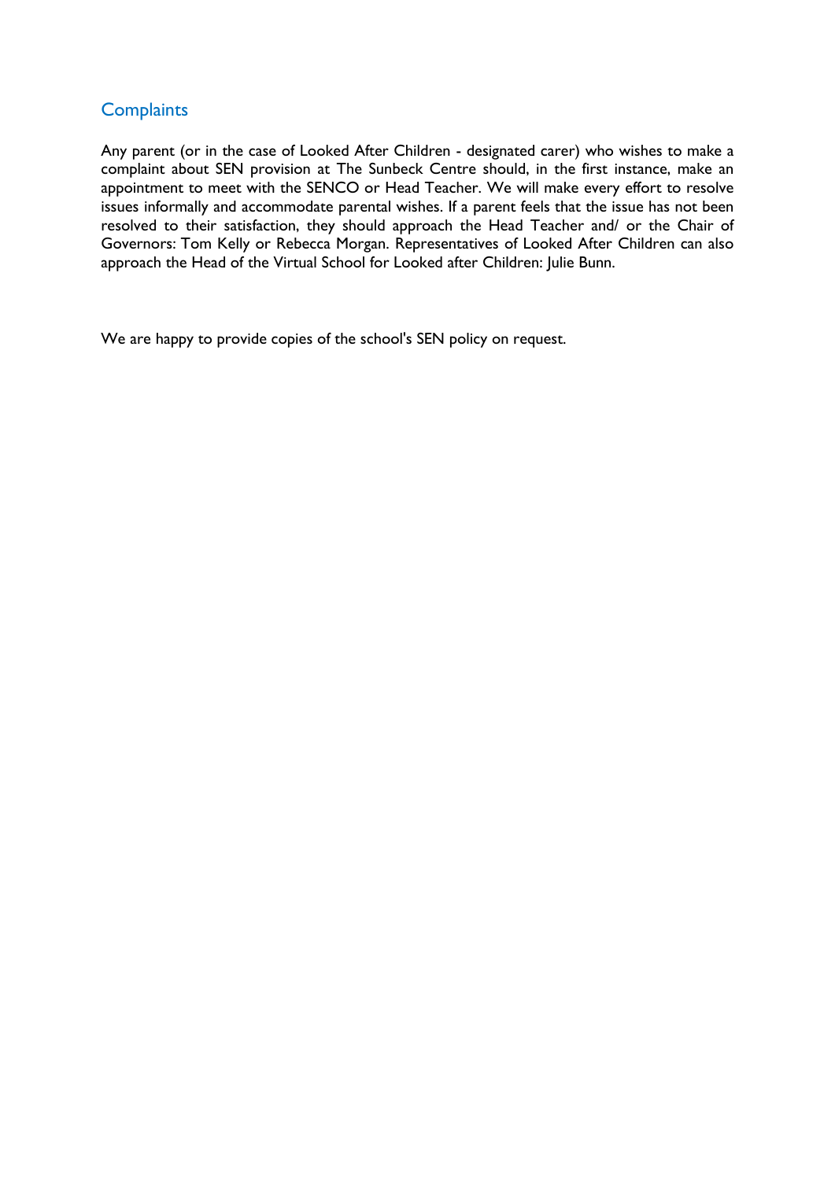## Complaints

Any parent (or in the case of Looked After Children - designated carer) who wishes to make a complaint about SEN provision at The Sunbeck Centre should, in the first instance, make an appointment to meet with the SENCO or Head Teacher. We will make every effort to resolve issues informally and accommodate parental wishes. If a parent feels that the issue has not been resolved to their satisfaction, they should approach the Head Teacher and/ or the Chair of Governors: Tom Kelly or Rebecca Morgan. Representatives of Looked After Children can also approach the Head of the Virtual School for Looked after Children: Julie Bunn.

We are happy to provide copies of the school's SEN policy on request.